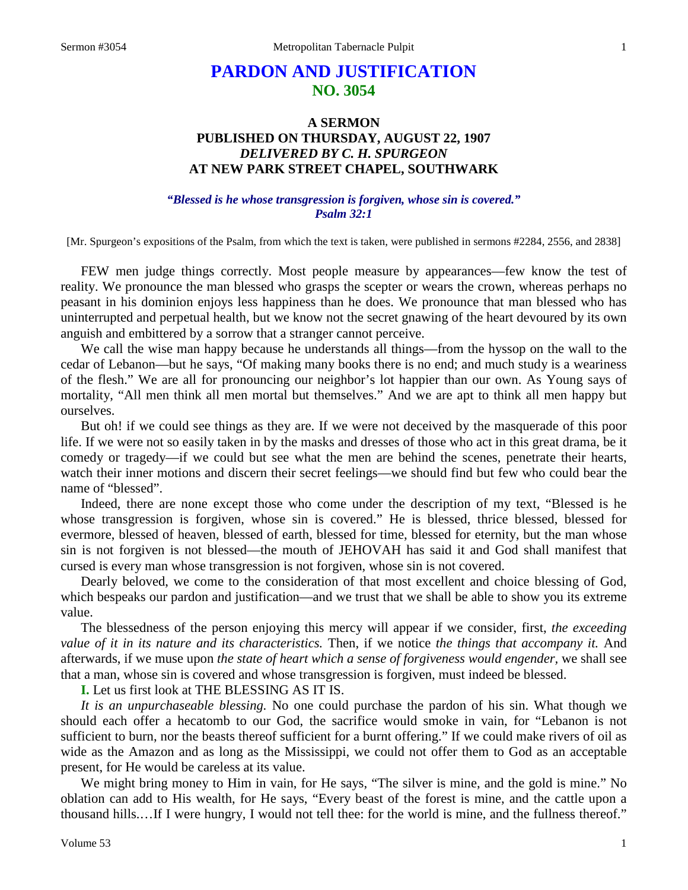# PARDON AND JUSTIFICATION
## NO. 3054

### A SERMON
### PUBLISHED ON THURSDAY, AUGUST 22, 1907
### *DELIVERED BY C. H. SPURGEON*
### AT NEW PARK STREET CHAPEL, SOUTHWARK

***"Blessed is he whose transgression is forgiven, whose sin is covered." Psalm 32:1***

[Mr. Spurgeon's expositions of the Psalm, from which the text is taken, were published in sermons #2284, 2556, and 2838]

FEW men judge things correctly. Most people measure by appearances—few know the test of reality. We pronounce the man blessed who grasps the scepter or wears the crown, whereas perhaps no peasant in his dominion enjoys less happiness than he does. We pronounce that man blessed who has uninterrupted and perpetual health, but we know not the secret gnawing of the heart devoured by its own anguish and embittered by a sorrow that a stranger cannot perceive.

We call the wise man happy because he understands all things—from the hyssop on the wall to the cedar of Lebanon—but he says, "Of making many books there is no end; and much study is a weariness of the flesh." We are all for pronouncing our neighbor's lot happier than our own. As Young says of mortality, "All men think all men mortal but themselves." And we are apt to think all men happy but ourselves.

But oh! if we could see things as they are. If we were not deceived by the masquerade of this poor life. If we were not so easily taken in by the masks and dresses of those who act in this great drama, be it comedy or tragedy—if we could but see what the men are behind the scenes, penetrate their hearts, watch their inner motions and discern their secret feelings—we should find but few who could bear the name of "blessed".

Indeed, there are none except those who come under the description of my text, "Blessed is he whose transgression is forgiven, whose sin is covered." He is blessed, thrice blessed, blessed for evermore, blessed of heaven, blessed of earth, blessed for time, blessed for eternity, but the man whose sin is not forgiven is not blessed—the mouth of JEHOVAH has said it and God shall manifest that cursed is every man whose transgression is not forgiven, whose sin is not covered.

Dearly beloved, we come to the consideration of that most excellent and choice blessing of God, which bespeaks our pardon and justification—and we trust that we shall be able to show you its extreme value.

The blessedness of the person enjoying this mercy will appear if we consider, first, *the exceeding value of it in its nature and its characteristics.* Then, if we notice *the things that accompany it.* And afterwards, if we muse upon *the state of heart which a sense of forgiveness would engender,* we shall see that a man, whose sin is covered and whose transgression is forgiven, must indeed be blessed.

**I.** Let us first look at THE BLESSING AS IT IS.

*It is an unpurchaseable blessing.* No one could purchase the pardon of his sin. What though we should each offer a hecatomb to our God, the sacrifice would smoke in vain, for "Lebanon is not sufficient to burn, nor the beasts thereof sufficient for a burnt offering." If we could make rivers of oil as wide as the Amazon and as long as the Mississippi, we could not offer them to God as an acceptable present, for He would be careless at its value.

We might bring money to Him in vain, for He says, "The silver is mine, and the gold is mine." No oblation can add to His wealth, for He says, "Every beast of the forest is mine, and the cattle upon a thousand hills.…If I were hungry, I would not tell thee: for the world is mine, and the fullness thereof."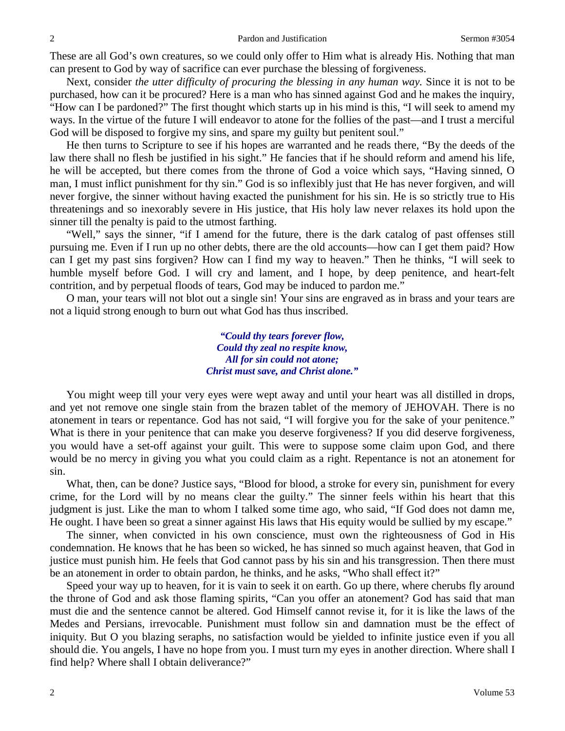These are all God's own creatures, so we could only offer to Him what is already His. Nothing that man can present to God by way of sacrifice can ever purchase the blessing of forgiveness.

Next, consider *the utter difficulty of procuring the blessing in any human way.* Since it is not to be purchased, how can it be procured? Here is a man who has sinned against God and he makes the inquiry, "How can I be pardoned?" The first thought which starts up in his mind is this, "I will seek to amend my ways. In the virtue of the future I will endeavor to atone for the follies of the past—and I trust a merciful God will be disposed to forgive my sins, and spare my guilty but penitent soul."

He then turns to Scripture to see if his hopes are warranted and he reads there, "By the deeds of the law there shall no flesh be justified in his sight." He fancies that if he should reform and amend his life, he will be accepted, but there comes from the throne of God a voice which says, "Having sinned, O man, I must inflict punishment for thy sin." God is so inflexibly just that He has never forgiven, and will never forgive, the sinner without having exacted the punishment for his sin. He is so strictly true to His threatenings and so inexorably severe in His justice, that His holy law never relaxes its hold upon the sinner till the penalty is paid to the utmost farthing.

"Well," says the sinner, "if I amend for the future, there is the dark catalog of past offenses still pursuing me. Even if I run up no other debts, there are the old accounts—how can I get them paid? How can I get my past sins forgiven? How can I find my way to heaven." Then he thinks, "I will seek to humble myself before God. I will cry and lament, and I hope, by deep penitence, and heart-felt contrition, and by perpetual floods of tears, God may be induced to pardon me."

O man, your tears will not blot out a single sin! Your sins are engraved as in brass and your tears are not a liquid strong enough to burn out what God has thus inscribed.

> ***"Could thy tears forever flow,***
> ***Could thy zeal no respite know,***
> ***All for sin could not atone;***
> ***Christ must save, and Christ alone."***

You might weep till your very eyes were wept away and until your heart was all distilled in drops, and yet not remove one single stain from the brazen tablet of the memory of JEHOVAH. There is no atonement in tears or repentance. God has not said, "I will forgive you for the sake of your penitence." What is there in your penitence that can make you deserve forgiveness? If you did deserve forgiveness, you would have a set-off against your guilt. This were to suppose some claim upon God, and there would be no mercy in giving you what you could claim as a right. Repentance is not an atonement for sin.

What, then, can be done? Justice says, "Blood for blood, a stroke for every sin, punishment for every crime, for the Lord will by no means clear the guilty." The sinner feels within his heart that this judgment is just. Like the man to whom I talked some time ago, who said, "If God does not damn me, He ought. I have been so great a sinner against His laws that His equity would be sullied by my escape."

The sinner, when convicted in his own conscience, must own the righteousness of God in His condemnation. He knows that he has been so wicked, he has sinned so much against heaven, that God in justice must punish him. He feels that God cannot pass by his sin and his transgression. Then there must be an atonement in order to obtain pardon, he thinks, and he asks, "Who shall effect it?"

Speed your way up to heaven, for it is vain to seek it on earth. Go up there, where cherubs fly around the throne of God and ask those flaming spirits, "Can you offer an atonement? God has said that man must die and the sentence cannot be altered. God Himself cannot revise it, for it is like the laws of the Medes and Persians, irrevocable. Punishment must follow sin and damnation must be the effect of iniquity. But O you blazing seraphs, no satisfaction would be yielded to infinite justice even if you all should die. You angels, I have no hope from you. I must turn my eyes in another direction. Where shall I find help? Where shall I obtain deliverance?"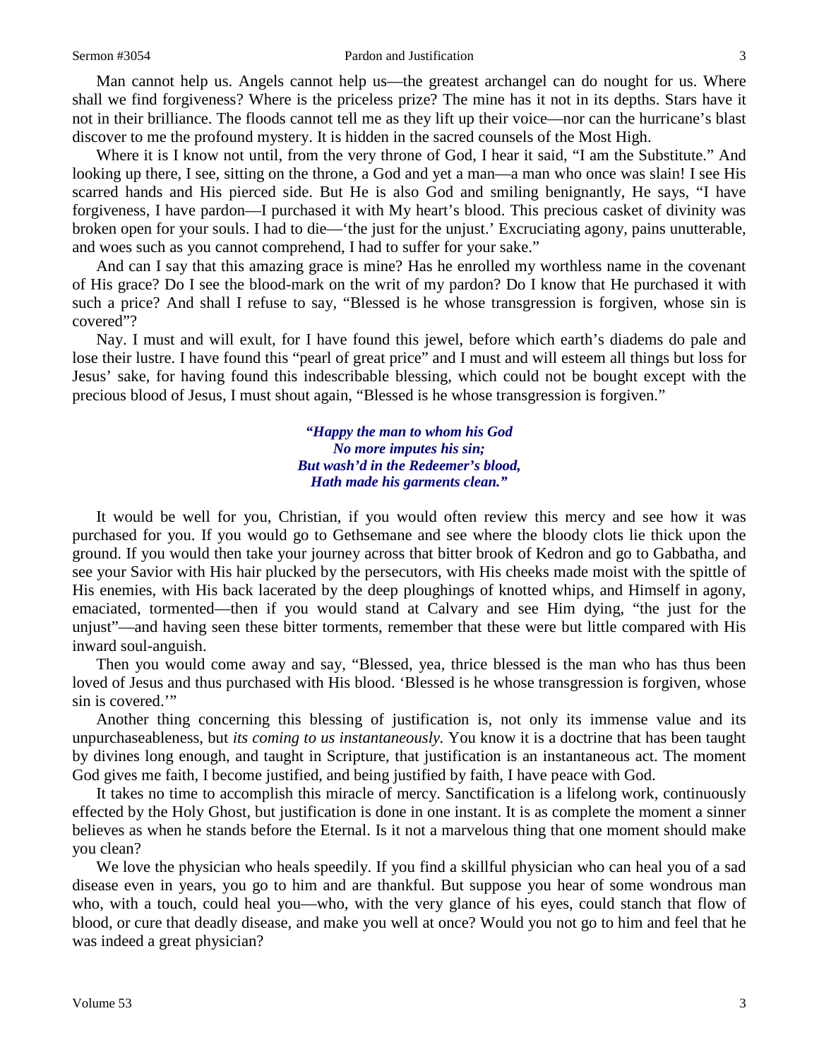Man cannot help us. Angels cannot help us—the greatest archangel can do nought for us. Where shall we find forgiveness? Where is the priceless prize? The mine has it not in its depths. Stars have it not in their brilliance. The floods cannot tell me as they lift up their voice—nor can the hurricane's blast discover to me the profound mystery. It is hidden in the sacred counsels of the Most High.

Where it is I know not until, from the very throne of God, I hear it said, "I am the Substitute." And looking up there, I see, sitting on the throne, a God and yet a man—a man who once was slain! I see His scarred hands and His pierced side. But He is also God and smiling benignantly, He says, "I have forgiveness, I have pardon—I purchased it with My heart's blood. This precious casket of divinity was broken open for your souls. I had to die—'the just for the unjust.' Excruciating agony, pains unutterable, and woes such as you cannot comprehend, I had to suffer for your sake."

And can I say that this amazing grace is mine? Has he enrolled my worthless name in the covenant of His grace? Do I see the blood-mark on the writ of my pardon? Do I know that He purchased it with such a price? And shall I refuse to say, "Blessed is he whose transgression is forgiven, whose sin is covered"?

Nay. I must and will exult, for I have found this jewel, before which earth's diadems do pale and lose their lustre. I have found this "pearl of great price" and I must and will esteem all things but loss for Jesus' sake, for having found this indescribable blessing, which could not be bought except with the precious blood of Jesus, I must shout again, "Blessed is he whose transgression is forgiven."

> ***"Happy the man to whom his God***
> ***No more imputes his sin;***
> ***But wash'd in the Redeemer's blood,***
> ***Hath made his garments clean."***

It would be well for you, Christian, if you would often review this mercy and see how it was purchased for you. If you would go to Gethsemane and see where the bloody clots lie thick upon the ground. If you would then take your journey across that bitter brook of Kedron and go to Gabbatha, and see your Savior with His hair plucked by the persecutors, with His cheeks made moist with the spittle of His enemies, with His back lacerated by the deep ploughings of knotted whips, and Himself in agony, emaciated, tormented—then if you would stand at Calvary and see Him dying, "the just for the unjust"—and having seen these bitter torments, remember that these were but little compared with His inward soul-anguish.

Then you would come away and say, "Blessed, yea, thrice blessed is the man who has thus been loved of Jesus and thus purchased with His blood. 'Blessed is he whose transgression is forgiven, whose sin is covered.'"

Another thing concerning this blessing of justification is, not only its immense value and its unpurchaseableness, but *its coming to us instantaneously.* You know it is a doctrine that has been taught by divines long enough, and taught in Scripture, that justification is an instantaneous act. The moment God gives me faith, I become justified, and being justified by faith, I have peace with God.

It takes no time to accomplish this miracle of mercy. Sanctification is a lifelong work, continuously effected by the Holy Ghost, but justification is done in one instant. It is as complete the moment a sinner believes as when he stands before the Eternal. Is it not a marvelous thing that one moment should make you clean?

We love the physician who heals speedily. If you find a skillful physician who can heal you of a sad disease even in years, you go to him and are thankful. But suppose you hear of some wondrous man who, with a touch, could heal you—who, with the very glance of his eyes, could stanch that flow of blood, or cure that deadly disease, and make you well at once? Would you not go to him and feel that he was indeed a great physician?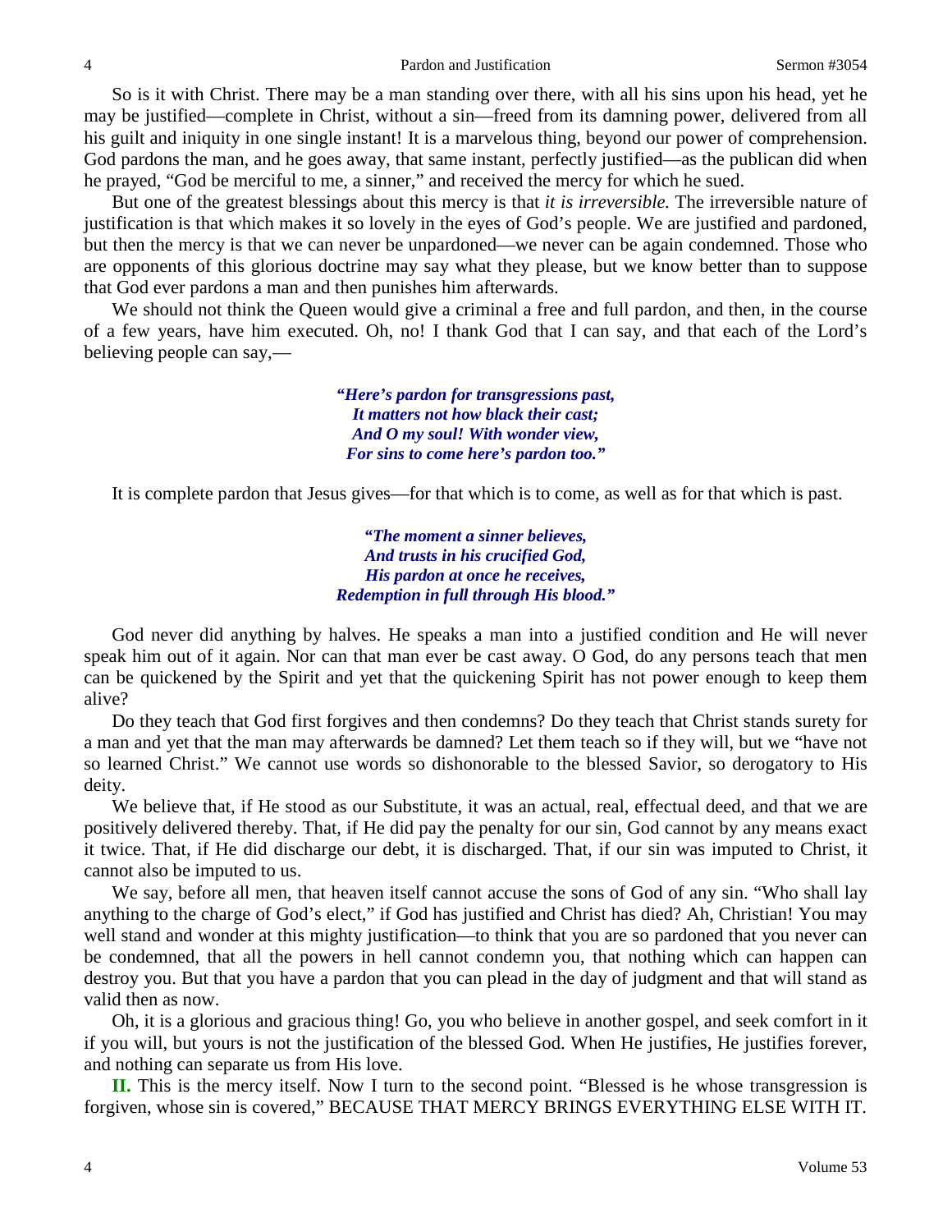So is it with Christ. There may be a man standing over there, with all his sins upon his head, yet he may be justified—complete in Christ, without a sin—freed from its damning power, delivered from all his guilt and iniquity in one single instant! It is a marvelous thing, beyond our power of comprehension. God pardons the man, and he goes away, that same instant, perfectly justified—as the publican did when he prayed, "God be merciful to me, a sinner," and received the mercy for which he sued.

But one of the greatest blessings about this mercy is that *it is irreversible.* The irreversible nature of justification is that which makes it so lovely in the eyes of God's people. We are justified and pardoned, but then the mercy is that we can never be unpardoned—we never can be again condemned. Those who are opponents of this glorious doctrine may say what they please, but we know better than to suppose that God ever pardons a man and then punishes him afterwards.

We should not think the Queen would give a criminal a free and full pardon, and then, in the course of a few years, have him executed. Oh, no! I thank God that I can say, and that each of the Lord's believing people can say,—

> ***"Here's pardon for transgressions past,***
> ***It matters not how black their cast;***
> ***And O my soul! With wonder view,***
> ***For sins to come here's pardon too."***

It is complete pardon that Jesus gives—for that which is to come, as well as for that which is past.

> ***"The moment a sinner believes,***
> ***And trusts in his crucified God,***
> ***His pardon at once he receives,***
> ***Redemption in full through His blood."***

God never did anything by halves. He speaks a man into a justified condition and He will never speak him out of it again. Nor can that man ever be cast away. O God, do any persons teach that men can be quickened by the Spirit and yet that the quickening Spirit has not power enough to keep them alive?

Do they teach that God first forgives and then condemns? Do they teach that Christ stands surety for a man and yet that the man may afterwards be damned? Let them teach so if they will, but we "have not so learned Christ." We cannot use words so dishonorable to the blessed Savior, so derogatory to His deity.

We believe that, if He stood as our Substitute, it was an actual, real, effectual deed, and that we are positively delivered thereby. That, if He did pay the penalty for our sin, God cannot by any means exact it twice. That, if He did discharge our debt, it is discharged. That, if our sin was imputed to Christ, it cannot also be imputed to us.

We say, before all men, that heaven itself cannot accuse the sons of God of any sin. "Who shall lay anything to the charge of God's elect," if God has justified and Christ has died? Ah, Christian! You may well stand and wonder at this mighty justification—to think that you are so pardoned that you never can be condemned, that all the powers in hell cannot condemn you, that nothing which can happen can destroy you. But that you have a pardon that you can plead in the day of judgment and that will stand as valid then as now.

Oh, it is a glorious and gracious thing! Go, you who believe in another gospel, and seek comfort in it if you will, but yours is not the justification of the blessed God. When He justifies, He justifies forever, and nothing can separate us from His love.

**II.** This is the mercy itself. Now I turn to the second point. "Blessed is he whose transgression is forgiven, whose sin is covered," BECAUSE THAT MERCY BRINGS EVERYTHING ELSE WITH IT.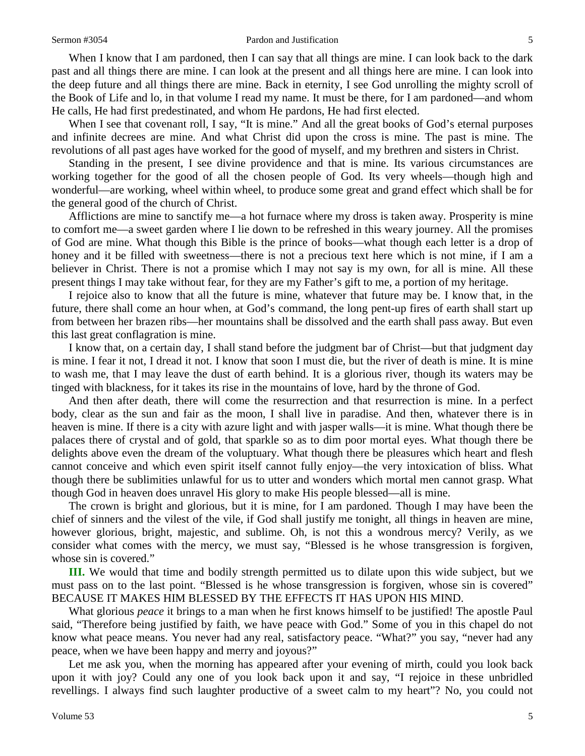When I know that I am pardoned, then I can say that all things are mine. I can look back to the dark past and all things there are mine. I can look at the present and all things here are mine. I can look into the deep future and all things there are mine. Back in eternity, I see God unrolling the mighty scroll of the Book of Life and lo, in that volume I read my name. It must be there, for I am pardoned—and whom He calls, He had first predestinated, and whom He pardons, He had first elected.

When I see that covenant roll, I say, "It is mine." And all the great books of God's eternal purposes and infinite decrees are mine. And what Christ did upon the cross is mine. The past is mine. The revolutions of all past ages have worked for the good of myself, and my brethren and sisters in Christ.

Standing in the present, I see divine providence and that is mine. Its various circumstances are working together for the good of all the chosen people of God. Its very wheels—though high and wonderful—are working, wheel within wheel, to produce some great and grand effect which shall be for the general good of the church of Christ.

Afflictions are mine to sanctify me—a hot furnace where my dross is taken away. Prosperity is mine to comfort me—a sweet garden where I lie down to be refreshed in this weary journey. All the promises of God are mine. What though this Bible is the prince of books—what though each letter is a drop of honey and it be filled with sweetness—there is not a precious text here which is not mine, if I am a believer in Christ. There is not a promise which I may not say is my own, for all is mine. All these present things I may take without fear, for they are my Father's gift to me, a portion of my heritage.

I rejoice also to know that all the future is mine, whatever that future may be. I know that, in the future, there shall come an hour when, at God's command, the long pent-up fires of earth shall start up from between her brazen ribs—her mountains shall be dissolved and the earth shall pass away. But even this last great conflagration is mine.

I know that, on a certain day, I shall stand before the judgment bar of Christ—but that judgment day is mine. I fear it not, I dread it not. I know that soon I must die, but the river of death is mine. It is mine to wash me, that I may leave the dust of earth behind. It is a glorious river, though its waters may be tinged with blackness, for it takes its rise in the mountains of love, hard by the throne of God.

And then after death, there will come the resurrection and that resurrection is mine. In a perfect body, clear as the sun and fair as the moon, I shall live in paradise. And then, whatever there is in heaven is mine. If there is a city with azure light and with jasper walls—it is mine. What though there be palaces there of crystal and of gold, that sparkle so as to dim poor mortal eyes. What though there be delights above even the dream of the voluptuary. What though there be pleasures which heart and flesh cannot conceive and which even spirit itself cannot fully enjoy—the very intoxication of bliss. What though there be sublimities unlawful for us to utter and wonders which mortal men cannot grasp. What though God in heaven does unravel His glory to make His people blessed—all is mine.

The crown is bright and glorious, but it is mine, for I am pardoned. Though I may have been the chief of sinners and the vilest of the vile, if God shall justify me tonight, all things in heaven are mine, however glorious, bright, majestic, and sublime. Oh, is not this a wondrous mercy? Verily, as we consider what comes with the mercy, we must say, "Blessed is he whose transgression is forgiven, whose sin is covered."

**III.** We would that time and bodily strength permitted us to dilate upon this wide subject, but we must pass on to the last point. "Blessed is he whose transgression is forgiven, whose sin is covered" BECAUSE IT MAKES HIM BLESSED BY THE EFFECTS IT HAS UPON HIS MIND.

What glorious *peace* it brings to a man when he first knows himself to be justified! The apostle Paul said, "Therefore being justified by faith, we have peace with God." Some of you in this chapel do not know what peace means. You never had any real, satisfactory peace. "What?" you say, "never had any peace, when we have been happy and merry and joyous?"

Let me ask you, when the morning has appeared after your evening of mirth, could you look back upon it with joy? Could any one of you look back upon it and say, "I rejoice in these unbridled revellings. I always find such laughter productive of a sweet calm to my heart"? No, you could not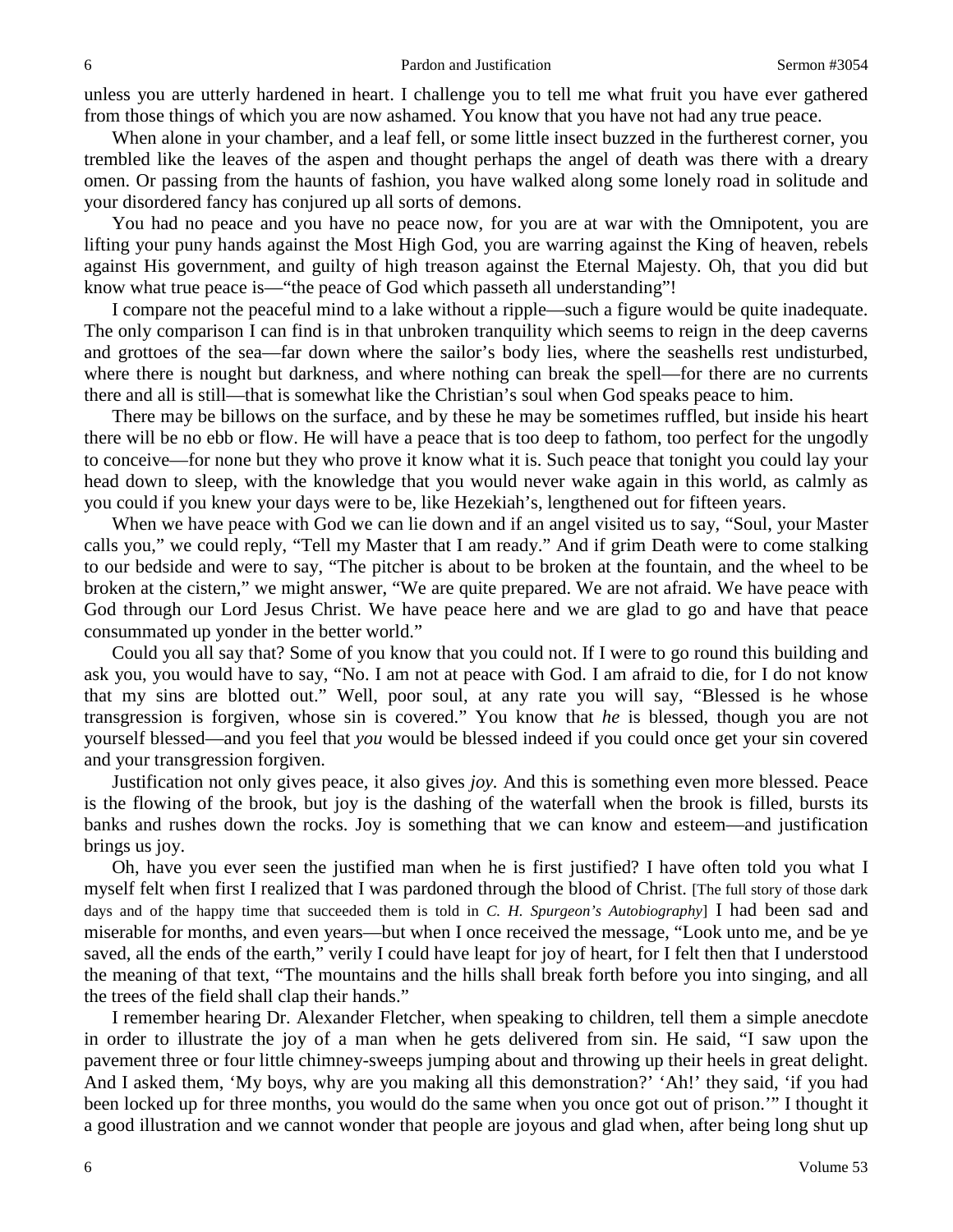unless you are utterly hardened in heart. I challenge you to tell me what fruit you have ever gathered from those things of which you are now ashamed. You know that you have not had any true peace.

When alone in your chamber, and a leaf fell, or some little insect buzzed in the furtherest corner, you trembled like the leaves of the aspen and thought perhaps the angel of death was there with a dreary omen. Or passing from the haunts of fashion, you have walked along some lonely road in solitude and your disordered fancy has conjured up all sorts of demons.

You had no peace and you have no peace now, for you are at war with the Omnipotent, you are lifting your puny hands against the Most High God, you are warring against the King of heaven, rebels against His government, and guilty of high treason against the Eternal Majesty. Oh, that you did but know what true peace is—"the peace of God which passeth all understanding"!

I compare not the peaceful mind to a lake without a ripple—such a figure would be quite inadequate. The only comparison I can find is in that unbroken tranquility which seems to reign in the deep caverns and grottoes of the sea—far down where the sailor's body lies, where the seashells rest undisturbed, where there is nought but darkness, and where nothing can break the spell—for there are no currents there and all is still—that is somewhat like the Christian's soul when God speaks peace to him.

There may be billows on the surface, and by these he may be sometimes ruffled, but inside his heart there will be no ebb or flow. He will have a peace that is too deep to fathom, too perfect for the ungodly to conceive—for none but they who prove it know what it is. Such peace that tonight you could lay your head down to sleep, with the knowledge that you would never wake again in this world, as calmly as you could if you knew your days were to be, like Hezekiah's, lengthened out for fifteen years.

When we have peace with God we can lie down and if an angel visited us to say, "Soul, your Master calls you," we could reply, "Tell my Master that I am ready." And if grim Death were to come stalking to our bedside and were to say, "The pitcher is about to be broken at the fountain, and the wheel to be broken at the cistern," we might answer, "We are quite prepared. We are not afraid. We have peace with God through our Lord Jesus Christ. We have peace here and we are glad to go and have that peace consummated up yonder in the better world."

Could you all say that? Some of you know that you could not. If I were to go round this building and ask you, you would have to say, "No. I am not at peace with God. I am afraid to die, for I do not know that my sins are blotted out." Well, poor soul, at any rate you will say, "Blessed is he whose transgression is forgiven, whose sin is covered." You know that *he* is blessed, though you are not yourself blessed—and you feel that *you* would be blessed indeed if you could once get your sin covered and your transgression forgiven.

Justification not only gives peace, it also gives *joy.* And this is something even more blessed. Peace is the flowing of the brook, but joy is the dashing of the waterfall when the brook is filled, bursts its banks and rushes down the rocks. Joy is something that we can know and esteem—and justification brings us joy.

Oh, have you ever seen the justified man when he is first justified? I have often told you what I myself felt when first I realized that I was pardoned through the blood of Christ. [The full story of those dark days and of the happy time that succeeded them is told in *C. H. Spurgeon's Autobiography*] I had been sad and miserable for months, and even years—but when I once received the message, "Look unto me, and be ye saved, all the ends of the earth," verily I could have leapt for joy of heart, for I felt then that I understood the meaning of that text, "The mountains and the hills shall break forth before you into singing, and all the trees of the field shall clap their hands."

I remember hearing Dr. Alexander Fletcher, when speaking to children, tell them a simple anecdote in order to illustrate the joy of a man when he gets delivered from sin. He said, "I saw upon the pavement three or four little chimney-sweeps jumping about and throwing up their heels in great delight. And I asked them, 'My boys, why are you making all this demonstration?' 'Ah!' they said, 'if you had been locked up for three months, you would do the same when you once got out of prison.'" I thought it a good illustration and we cannot wonder that people are joyous and glad when, after being long shut up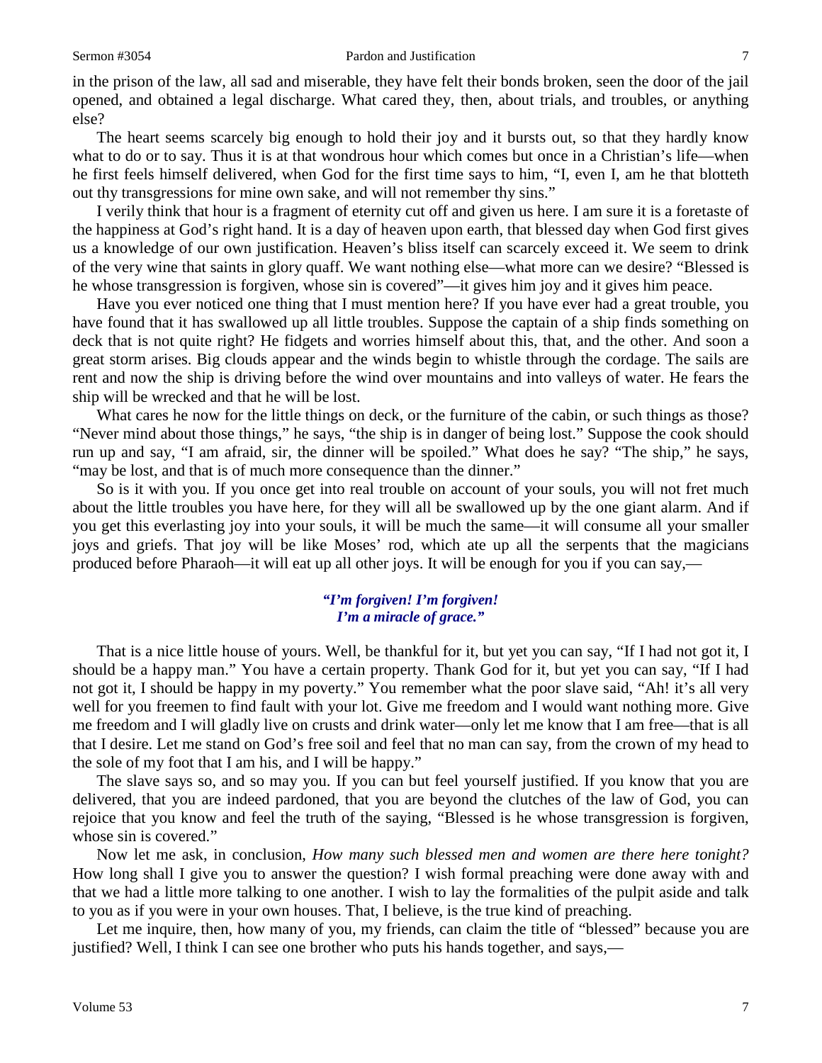in the prison of the law, all sad and miserable, they have felt their bonds broken, seen the door of the jail opened, and obtained a legal discharge. What cared they, then, about trials, and troubles, or anything else?

The heart seems scarcely big enough to hold their joy and it bursts out, so that they hardly know what to do or to say. Thus it is at that wondrous hour which comes but once in a Christian's life—when he first feels himself delivered, when God for the first time says to him, "I, even I, am he that blotteth out thy transgressions for mine own sake, and will not remember thy sins."

I verily think that hour is a fragment of eternity cut off and given us here. I am sure it is a foretaste of the happiness at God's right hand. It is a day of heaven upon earth, that blessed day when God first gives us a knowledge of our own justification. Heaven's bliss itself can scarcely exceed it. We seem to drink of the very wine that saints in glory quaff. We want nothing else—what more can we desire? "Blessed is he whose transgression is forgiven, whose sin is covered"—it gives him joy and it gives him peace.

Have you ever noticed one thing that I must mention here? If you have ever had a great trouble, you have found that it has swallowed up all little troubles. Suppose the captain of a ship finds something on deck that is not quite right? He fidgets and worries himself about this, that, and the other. And soon a great storm arises. Big clouds appear and the winds begin to whistle through the cordage. The sails are rent and now the ship is driving before the wind over mountains and into valleys of water. He fears the ship will be wrecked and that he will be lost.

What cares he now for the little things on deck, or the furniture of the cabin, or such things as those? "Never mind about those things," he says, "the ship is in danger of being lost." Suppose the cook should run up and say, "I am afraid, sir, the dinner will be spoiled." What does he say? "The ship," he says, "may be lost, and that is of much more consequence than the dinner."

So is it with you. If you once get into real trouble on account of your souls, you will not fret much about the little troubles you have here, for they will all be swallowed up by the one giant alarm. And if you get this everlasting joy into your souls, it will be much the same—it will consume all your smaller joys and griefs. That joy will be like Moses' rod, which ate up all the serpents that the magicians produced before Pharaoh—it will eat up all other joys. It will be enough for you if you can say,—

> ***"I'm forgiven! I'm forgiven!***
> ***I'm a miracle of grace."***

That is a nice little house of yours. Well, be thankful for it, but yet you can say, "If I had not got it, I should be a happy man." You have a certain property. Thank God for it, but yet you can say, "If I had not got it, I should be happy in my poverty." You remember what the poor slave said, "Ah! it's all very well for you freemen to find fault with your lot. Give me freedom and I would want nothing more. Give me freedom and I will gladly live on crusts and drink water—only let me know that I am free—that is all that I desire. Let me stand on God's free soil and feel that no man can say, from the crown of my head to the sole of my foot that I am his, and I will be happy."

The slave says so, and so may you. If you can but feel yourself justified. If you know that you are delivered, that you are indeed pardoned, that you are beyond the clutches of the law of God, you can rejoice that you know and feel the truth of the saying, "Blessed is he whose transgression is forgiven, whose sin is covered."

Now let me ask, in conclusion, *How many such blessed men and women are there here tonight?* How long shall I give you to answer the question? I wish formal preaching were done away with and that we had a little more talking to one another. I wish to lay the formalities of the pulpit aside and talk to you as if you were in your own houses. That, I believe, is the true kind of preaching.

Let me inquire, then, how many of you, my friends, can claim the title of "blessed" because you are justified? Well, I think I can see one brother who puts his hands together, and says,—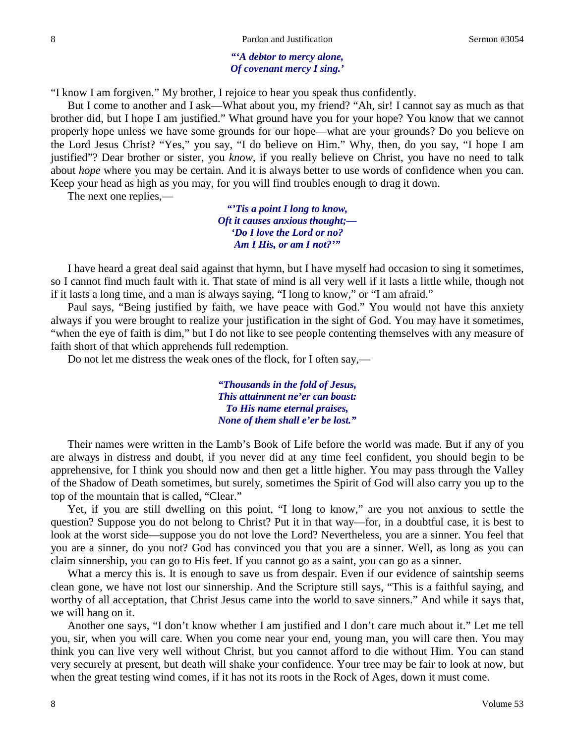> ***"'A debtor to mercy alone,***
> ***Of covenant mercy I sing.'***

"I know I am forgiven." My brother, I rejoice to hear you speak thus confidently.

But I come to another and I ask—What about you, my friend? "Ah, sir! I cannot say as much as that brother did, but I hope I am justified." What ground have you for your hope? You know that we cannot properly hope unless we have some grounds for our hope—what are your grounds? Do you believe on the Lord Jesus Christ? "Yes," you say, "I do believe on Him." Why, then, do you say, "I hope I am justified"? Dear brother or sister, you *know,* if you really believe on Christ, you have no need to talk about *hope* where you may be certain. And it is always better to use words of confidence when you can. Keep your head as high as you may, for you will find troubles enough to drag it down.

The next one replies,—

> ***"'Tis a point I long to know,***
> ***Oft it causes anxious thought;—***
> ***'Do I love the Lord or no?***
> ***Am I His, or am I not?'"***

I have heard a great deal said against that hymn, but I have myself had occasion to sing it sometimes, so I cannot find much fault with it. That state of mind is all very well if it lasts a little while, though not if it lasts a long time, and a man is always saying, "I long to know," or "I am afraid."

Paul says, "Being justified by faith, we have peace with God." You would not have this anxiety always if you were brought to realize your justification in the sight of God. You may have it sometimes, "when the eye of faith is dim," but I do not like to see people contenting themselves with any measure of faith short of that which apprehends full redemption.

Do not let me distress the weak ones of the flock, for I often say,—

> ***"Thousands in the fold of Jesus,***
> ***This attainment ne'er can boast:***
> ***To His name eternal praises,***
> ***None of them shall e'er be lost."***

Their names were written in the Lamb's Book of Life before the world was made. But if any of you are always in distress and doubt, if you never did at any time feel confident, you should begin to be apprehensive, for I think you should now and then get a little higher. You may pass through the Valley of the Shadow of Death sometimes, but surely, sometimes the Spirit of God will also carry you up to the top of the mountain that is called, "Clear."

Yet, if you are still dwelling on this point, "I long to know," are you not anxious to settle the question? Suppose you do not belong to Christ? Put it in that way—for, in a doubtful case, it is best to look at the worst side—suppose you do not love the Lord? Nevertheless, you are a sinner. You feel that you are a sinner, do you not? God has convinced you that you are a sinner. Well, as long as you can claim sinnership, you can go to His feet. If you cannot go as a saint, you can go as a sinner.

What a mercy this is. It is enough to save us from despair. Even if our evidence of saintship seems clean gone, we have not lost our sinnership. And the Scripture still says, "This is a faithful saying, and worthy of all acceptation, that Christ Jesus came into the world to save sinners." And while it says that, we will hang on it.

Another one says, "I don't know whether I am justified and I don't care much about it." Let me tell you, sir, when you will care. When you come near your end, young man, you will care then. You may think you can live very well without Christ, but you cannot afford to die without Him. You can stand very securely at present, but death will shake your confidence. Your tree may be fair to look at now, but when the great testing wind comes, if it has not its roots in the Rock of Ages, down it must come.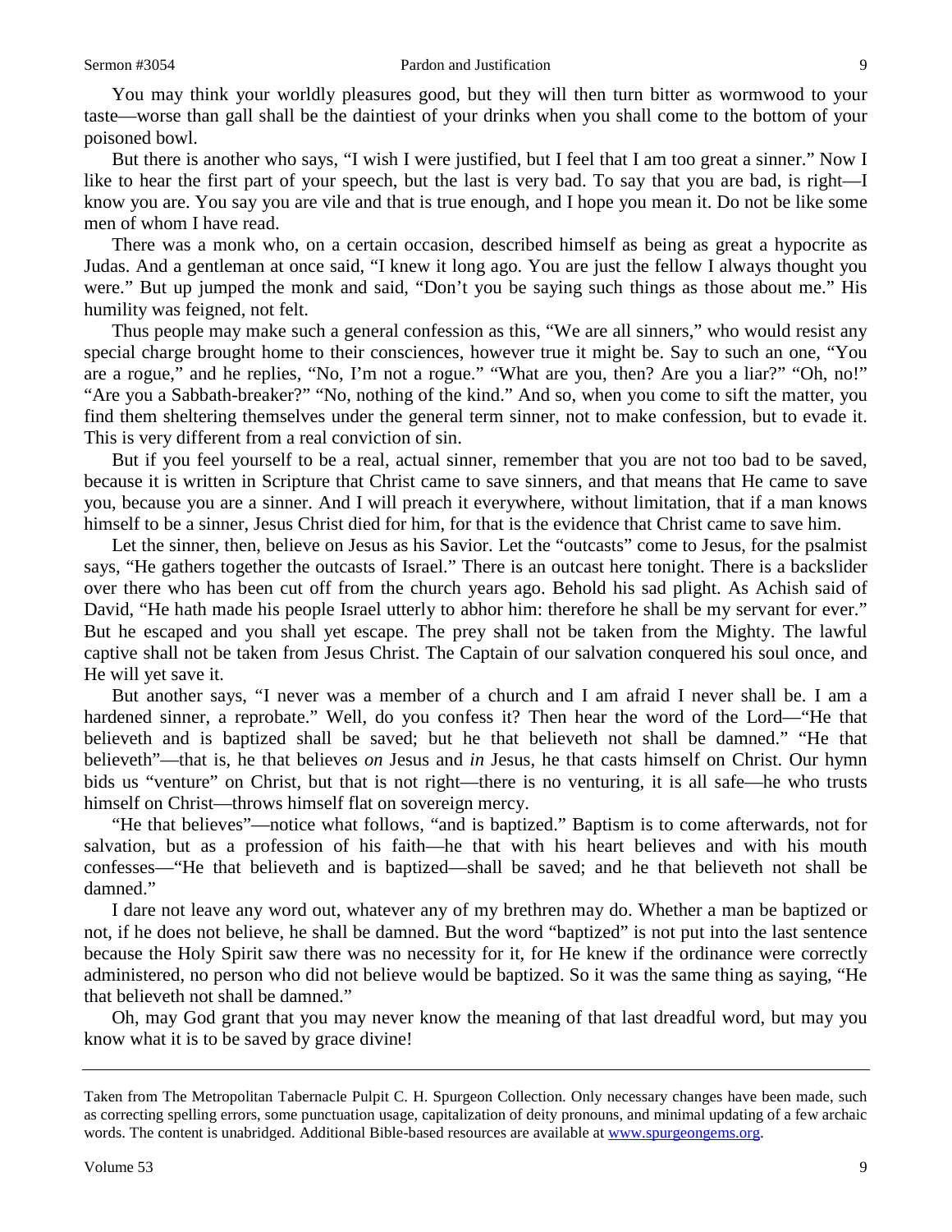You may think your worldly pleasures good, but they will then turn bitter as wormwood to your taste—worse than gall shall be the daintiest of your drinks when you shall come to the bottom of your poisoned bowl.

But there is another who says, "I wish I were justified, but I feel that I am too great a sinner." Now I like to hear the first part of your speech, but the last is very bad. To say that you are bad, is right—I know you are. You say you are vile and that is true enough, and I hope you mean it. Do not be like some men of whom I have read.

There was a monk who, on a certain occasion, described himself as being as great a hypocrite as Judas. And a gentleman at once said, "I knew it long ago. You are just the fellow I always thought you were." But up jumped the monk and said, "Don't you be saying such things as those about me." His humility was feigned, not felt.

Thus people may make such a general confession as this, "We are all sinners," who would resist any special charge brought home to their consciences, however true it might be. Say to such an one, "You are a rogue," and he replies, "No, I'm not a rogue." "What are you, then? Are you a liar?" "Oh, no!" "Are you a Sabbath-breaker?" "No, nothing of the kind." And so, when you come to sift the matter, you find them sheltering themselves under the general term sinner, not to make confession, but to evade it. This is very different from a real conviction of sin.

But if you feel yourself to be a real, actual sinner, remember that you are not too bad to be saved, because it is written in Scripture that Christ came to save sinners, and that means that He came to save you, because you are a sinner. And I will preach it everywhere, without limitation, that if a man knows himself to be a sinner, Jesus Christ died for him, for that is the evidence that Christ came to save him.

Let the sinner, then, believe on Jesus as his Savior. Let the "outcasts" come to Jesus, for the psalmist says, "He gathers together the outcasts of Israel." There is an outcast here tonight. There is a backslider over there who has been cut off from the church years ago. Behold his sad plight. As Achish said of David, "He hath made his people Israel utterly to abhor him: therefore he shall be my servant for ever." But he escaped and you shall yet escape. The prey shall not be taken from the Mighty. The lawful captive shall not be taken from Jesus Christ. The Captain of our salvation conquered his soul once, and He will yet save it.

But another says, "I never was a member of a church and I am afraid I never shall be. I am a hardened sinner, a reprobate." Well, do you confess it? Then hear the word of the Lord—"He that believeth and is baptized shall be saved; but he that believeth not shall be damned." "He that believeth"—that is, he that believes *on* Jesus and *in* Jesus, he that casts himself on Christ. Our hymn bids us "venture" on Christ, but that is not right—there is no venturing, it is all safe—he who trusts himself on Christ—throws himself flat on sovereign mercy.

"He that believes"—notice what follows, "and is baptized." Baptism is to come afterwards, not for salvation, but as a profession of his faith—he that with his heart believes and with his mouth confesses—"He that believeth and is baptized—shall be saved; and he that believeth not shall be damned."

I dare not leave any word out, whatever any of my brethren may do. Whether a man be baptized or not, if he does not believe, he shall be damned. But the word "baptized" is not put into the last sentence because the Holy Spirit saw there was no necessity for it, for He knew if the ordinance were correctly administered, no person who did not believe would be baptized. So it was the same thing as saying, "He that believeth not shall be damned."

Oh, may God grant that you may never know the meaning of that last dreadful word, but may you know what it is to be saved by grace divine!

---

Taken from The Metropolitan Tabernacle Pulpit C. H. Spurgeon Collection. Only necessary changes have been made, such as correcting spelling errors, some punctuation usage, capitalization of deity pronouns, and minimal updating of a few archaic words. The content is unabridged. Additional Bible-based resources are available at www.spurgeongems.org.